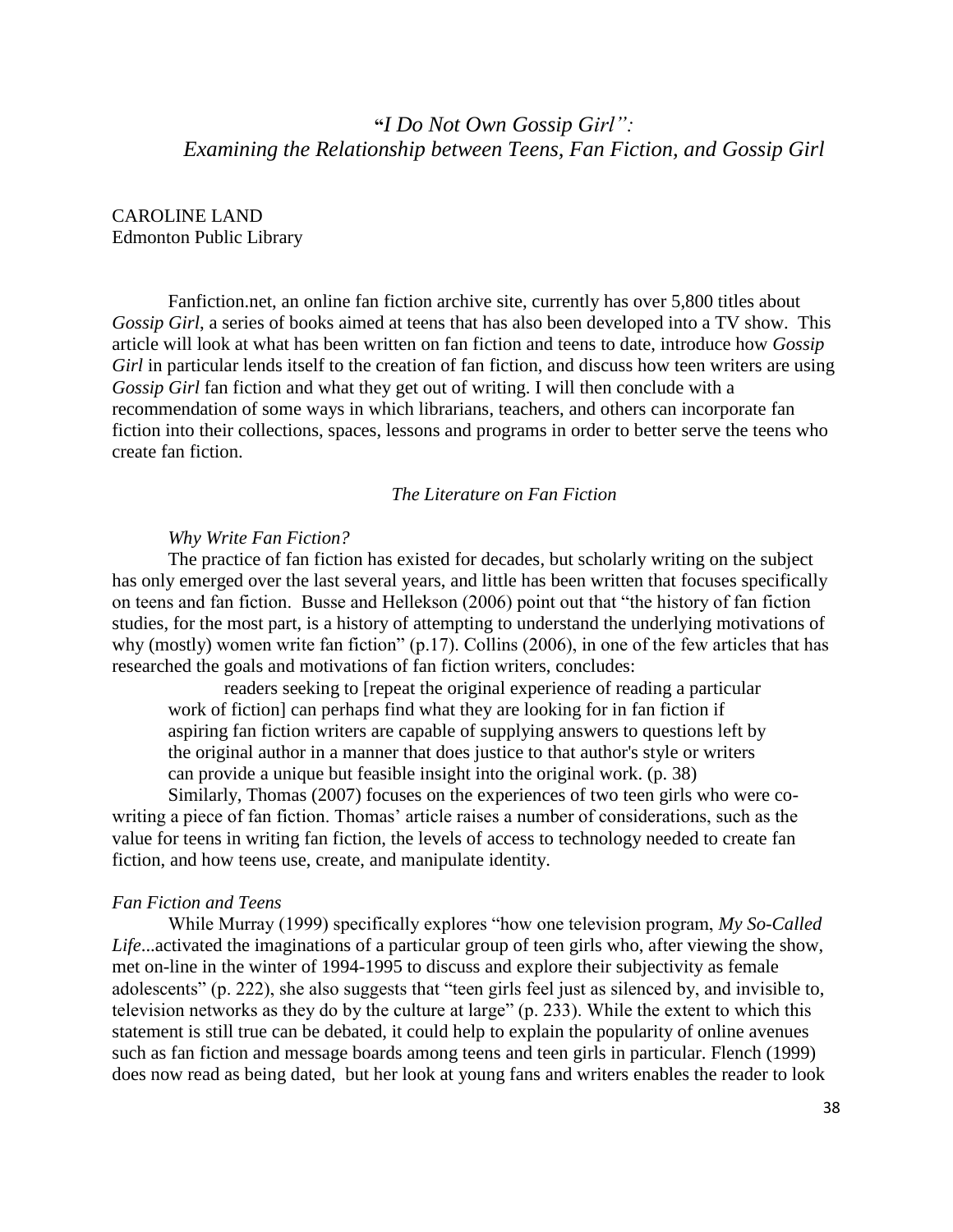# "*I Do Not Own Gossip Girl": Examining the Relationship between Teens, Fan Fiction, and Gossip Girl*

CAROLINE LAND
Edmonton Public Library

Fanfiction.net, an online fan fiction archive site, currently has over 5,800 titles about *Gossip Girl*, a series of books aimed at teens that has also been developed into a TV show. This article will look at what has been written on fan fiction and teens to date, introduce how *Gossip Girl* in particular lends itself to the creation of fan fiction, and discuss how teen writers are using *Gossip Girl* fan fiction and what they get out of writing. I will then conclude with a recommendation of some ways in which librarians, teachers, and others can incorporate fan fiction into their collections, spaces, lessons and programs in order to better serve the teens who create fan fiction.

## *The Literature on Fan Fiction*

### *Why Write Fan Fiction?*

The practice of fan fiction has existed for decades, but scholarly writing on the subject has only emerged over the last several years, and little has been written that focuses specifically on teens and fan fiction. Busse and Hellekson (2006) point out that "the history of fan fiction studies, for the most part, is a history of attempting to understand the underlying motivations of why (mostly) women write fan fiction" (p.17). Collins (2006), in one of the few articles that has researched the goals and motivations of fan fiction writers, concludes:

> readers seeking to [repeat the original experience of reading a particular work of fiction] can perhaps find what they are looking for in fan fiction if aspiring fan fiction writers are capable of supplying answers to questions left by the original author in a manner that does justice to that author's style or writers can provide a unique but feasible insight into the original work. (p. 38)

Similarly, Thomas (2007) focuses on the experiences of two teen girls who were co-writing a piece of fan fiction. Thomas' article raises a number of considerations, such as the value for teens in writing fan fiction, the levels of access to technology needed to create fan fiction, and how teens use, create, and manipulate identity.

### *Fan Fiction and Teens*

While Murray (1999) specifically explores "how one television program, *My So-Called Life*...activated the imaginations of a particular group of teen girls who, after viewing the show, met on-line in the winter of 1994-1995 to discuss and explore their subjectivity as female adolescents" (p. 222), she also suggests that "teen girls feel just as silenced by, and invisible to, television networks as they do by the culture at large" (p. 233). While the extent to which this statement is still true can be debated, it could help to explain the popularity of online avenues such as fan fiction and message boards among teens and teen girls in particular. Flench (1999) does now read as being dated, but her look at young fans and writers enables the reader to look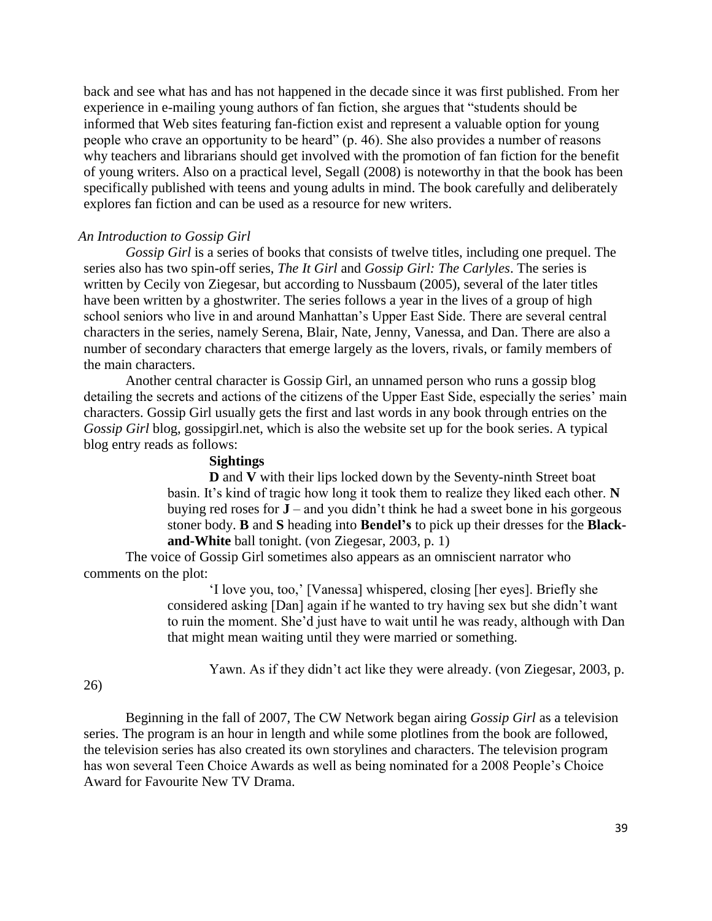back and see what has and has not happened in the decade since it was first published. From her experience in e-mailing young authors of fan fiction, she argues that "students should be informed that Web sites featuring fan-fiction exist and represent a valuable option for young people who crave an opportunity to be heard" (p. 46). She also provides a number of reasons why teachers and librarians should get involved with the promotion of fan fiction for the benefit of young writers. Also on a practical level, Segall (2008) is noteworthy in that the book has been specifically published with teens and young adults in mind. The book carefully and deliberately explores fan fiction and can be used as a resource for new writers.

### *An Introduction to Gossip Girl*

*Gossip Girl* is a series of books that consists of twelve titles, including one prequel. The series also has two spin-off series, *The It Girl* and *Gossip Girl: The Carlyles*. The series is written by Cecily von Ziegesar, but according to Nussbaum (2005), several of the later titles have been written by a ghostwriter. The series follows a year in the lives of a group of high school seniors who live in and around Manhattan's Upper East Side. There are several central characters in the series, namely Serena, Blair, Nate, Jenny, Vanessa, and Dan. There are also a number of secondary characters that emerge largely as the lovers, rivals, or family members of the main characters.

Another central character is Gossip Girl, an unnamed person who runs a gossip blog detailing the secrets and actions of the citizens of the Upper East Side, especially the series' main characters. Gossip Girl usually gets the first and last words in any book through entries on the *Gossip Girl* blog, gossipgirl.net, which is also the website set up for the book series. A typical blog entry reads as follows:

> **Sightings**
>
> **D** and **V** with their lips locked down by the Seventy-ninth Street boat basin. It's kind of tragic how long it took them to realize they liked each other. **N** buying red roses for **J** – and you didn't think he had a sweet bone in his gorgeous stoner body. **B** and **S** heading into **Bendel's** to pick up their dresses for the **Black-and-White** ball tonight. (von Ziegesar, 2003, p. 1)

The voice of Gossip Girl sometimes also appears as an omniscient narrator who comments on the plot:

> 'I love you, too,' [Vanessa] whispered, closing [her eyes]. Briefly she considered asking [Dan] again if he wanted to try having sex but she didn't want to ruin the moment. She'd just have to wait until he was ready, although with Dan that might mean waiting until they were married or something.
>
> Yawn. As if they didn't act like they were already. (von Ziegesar, 2003, p. 26)

Beginning in the fall of 2007, The CW Network began airing *Gossip Girl* as a television series. The program is an hour in length and while some plotlines from the book are followed, the television series has also created its own storylines and characters. The television program has won several Teen Choice Awards as well as being nominated for a 2008 People's Choice Award for Favourite New TV Drama.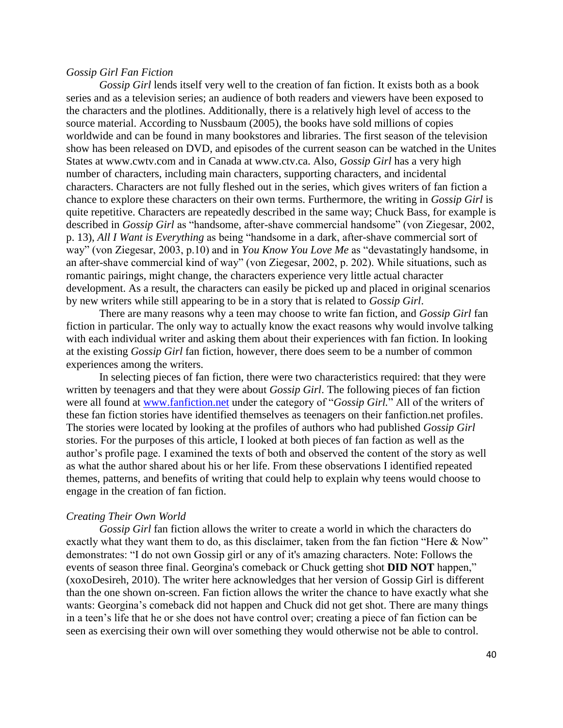*Gossip Girl Fan Fiction*

*Gossip Girl* lends itself very well to the creation of fan fiction. It exists both as a book series and as a television series; an audience of both readers and viewers have been exposed to the characters and the plotlines. Additionally, there is a relatively high level of access to the source material. According to Nussbaum (2005), the books have sold millions of copies worldwide and can be found in many bookstores and libraries. The first season of the television show has been released on DVD, and episodes of the current season can be watched in the Unites States at www.cwtv.com and in Canada at www.ctv.ca. Also, *Gossip Girl* has a very high number of characters, including main characters, supporting characters, and incidental characters. Characters are not fully fleshed out in the series, which gives writers of fan fiction a chance to explore these characters on their own terms. Furthermore, the writing in *Gossip Girl* is quite repetitive. Characters are repeatedly described in the same way; Chuck Bass, for example is described in *Gossip Girl* as "handsome, after-shave commercial handsome" (von Ziegesar, 2002, p. 13), *All I Want is Everything* as being "handsome in a dark, after-shave commercial sort of way" (von Ziegesar, 2003, p.10) and in *You Know You Love Me* as "devastatingly handsome, in an after-shave commercial kind of way" (von Ziegesar, 2002, p. 202). While situations, such as romantic pairings, might change, the characters experience very little actual character development. As a result, the characters can easily be picked up and placed in original scenarios by new writers while still appearing to be in a story that is related to *Gossip Girl*.

There are many reasons why a teen may choose to write fan fiction, and *Gossip Girl* fan fiction in particular. The only way to actually know the exact reasons why would involve talking with each individual writer and asking them about their experiences with fan fiction. In looking at the existing *Gossip Girl* fan fiction, however, there does seem to be a number of common experiences among the writers.

In selecting pieces of fan fiction, there were two characteristics required: that they were written by teenagers and that they were about *Gossip Girl*. The following pieces of fan fiction were all found at www.fanfiction.net under the category of "*Gossip Girl.*" All of the writers of these fan fiction stories have identified themselves as teenagers on their fanfiction.net profiles. The stories were located by looking at the profiles of authors who had published *Gossip Girl* stories. For the purposes of this article, I looked at both pieces of fan faction as well as the author's profile page. I examined the texts of both and observed the content of the story as well as what the author shared about his or her life. From these observations I identified repeated themes, patterns, and benefits of writing that could help to explain why teens would choose to engage in the creation of fan fiction.

*Creating Their Own World*

*Gossip Girl* fan fiction allows the writer to create a world in which the characters do exactly what they want them to do, as this disclaimer, taken from the fan fiction "Here & Now" demonstrates: "I do not own Gossip girl or any of it's amazing characters. Note: Follows the events of season three final. Georgina's comeback or Chuck getting shot **DID NOT** happen," (xoxoDesireh, 2010). The writer here acknowledges that her version of Gossip Girl is different than the one shown on-screen. Fan fiction allows the writer the chance to have exactly what she wants: Georgina's comeback did not happen and Chuck did not get shot. There are many things in a teen's life that he or she does not have control over; creating a piece of fan fiction can be seen as exercising their own will over something they would otherwise not be able to control.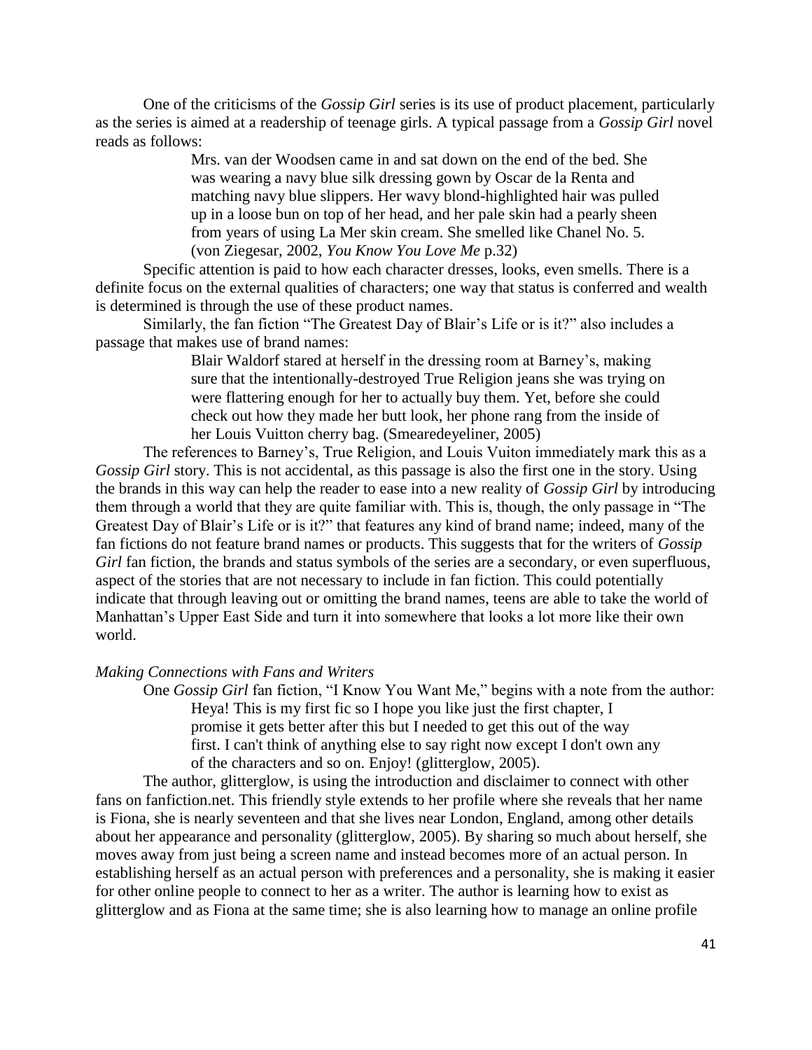One of the criticisms of the *Gossip Girl* series is its use of product placement, particularly as the series is aimed at a readership of teenage girls. A typical passage from a *Gossip Girl* novel reads as follows:

> Mrs. van der Woodsen came in and sat down on the end of the bed. She was wearing a navy blue silk dressing gown by Oscar de la Renta and matching navy blue slippers. Her wavy blond-highlighted hair was pulled up in a loose bun on top of her head, and her pale skin had a pearly sheen from years of using La Mer skin cream. She smelled like Chanel No. 5. (von Ziegesar, 2002, *You Know You Love Me* p.32)

Specific attention is paid to how each character dresses, looks, even smells. There is a definite focus on the external qualities of characters; one way that status is conferred and wealth is determined is through the use of these product names.

Similarly, the fan fiction "The Greatest Day of Blair's Life or is it?" also includes a passage that makes use of brand names:

> Blair Waldorf stared at herself in the dressing room at Barney's, making sure that the intentionally-destroyed True Religion jeans she was trying on were flattering enough for her to actually buy them. Yet, before she could check out how they made her butt look, her phone rang from the inside of her Louis Vuitton cherry bag. (Smearedeyeliner, 2005)

The references to Barney's, True Religion, and Louis Vuiton immediately mark this as a *Gossip Girl* story. This is not accidental, as this passage is also the first one in the story. Using the brands in this way can help the reader to ease into a new reality of *Gossip Girl* by introducing them through a world that they are quite familiar with. This is, though, the only passage in "The Greatest Day of Blair's Life or is it?" that features any kind of brand name; indeed, many of the fan fictions do not feature brand names or products. This suggests that for the writers of *Gossip Girl* fan fiction, the brands and status symbols of the series are a secondary, or even superfluous, aspect of the stories that are not necessary to include in fan fiction. This could potentially indicate that through leaving out or omitting the brand names, teens are able to take the world of Manhattan's Upper East Side and turn it into somewhere that looks a lot more like their own world.

*Making Connections with Fans and Writers*

One *Gossip Girl* fan fiction, "I Know You Want Me," begins with a note from the author:

> Heya! This is my first fic so I hope you like just the first chapter, I promise it gets better after this but I needed to get this out of the way first. I can't think of anything else to say right now except I don't own any of the characters and so on. Enjoy! (glitterglow, 2005).

The author, glitterglow, is using the introduction and disclaimer to connect with other fans on fanfiction.net. This friendly style extends to her profile where she reveals that her name is Fiona, she is nearly seventeen and that she lives near London, England, among other details about her appearance and personality (glitterglow, 2005). By sharing so much about herself, she moves away from just being a screen name and instead becomes more of an actual person. In establishing herself as an actual person with preferences and a personality, she is making it easier for other online people to connect to her as a writer. The author is learning how to exist as glitterglow and as Fiona at the same time; she is also learning how to manage an online profile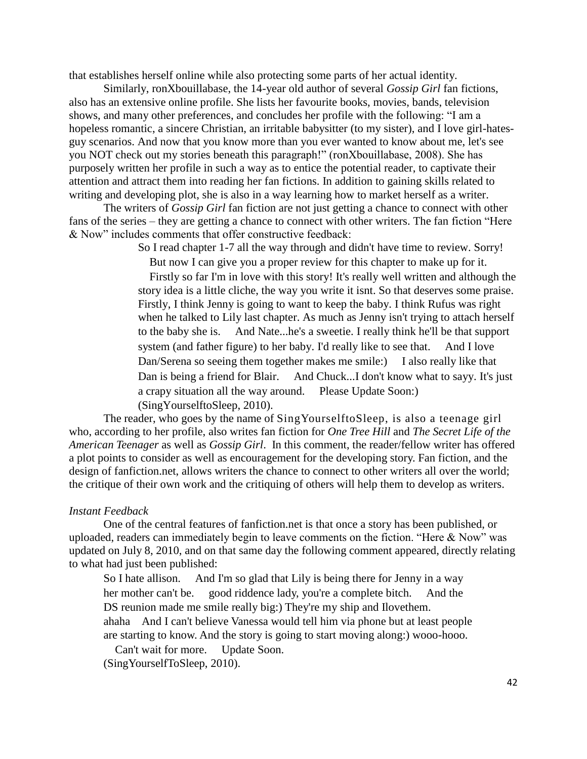that establishes herself online while also protecting some parts of her actual identity.

Similarly, ronXbouillabase, the 14-year old author of several *Gossip Girl* fan fictions, also has an extensive online profile. She lists her favourite books, movies, bands, television shows, and many other preferences, and concludes her profile with the following: "I am a hopeless romantic, a sincere Christian, an irritable babysitter (to my sister), and I love girl-hates-guy scenarios. And now that you know more than you ever wanted to know about me, let's see you NOT check out my stories beneath this paragraph!" (ronXbouillabase, 2008). She has purposely written her profile in such a way as to entice the potential reader, to captivate their attention and attract them into reading her fan fictions. In addition to gaining skills related to writing and developing plot, she is also in a way learning how to market herself as a writer.

The writers of *Gossip Girl* fan fiction are not just getting a chance to connect with other fans of the series – they are getting a chance to connect with other writers. The fan fiction "Here & Now" includes comments that offer constructive feedback:

> So I read chapter 1-7 all the way through and didn't have time to review. Sorry!
> But now I can give you a proper review for this chapter to make up for it.
> Firstly so far I'm in love with this story! It's really well written and although the story idea is a little cliche, the way you write it isnt. So that deserves some praise. Firstly, I think Jenny is going to want to keep the baby. I think Rufus was right when he talked to Lily last chapter. As much as Jenny isn't trying to attach herself to the baby she is. And Nate...he's a sweetie. I really think he'll be that support system (and father figure) to her baby. I'd really like to see that. And I love Dan/Serena so seeing them together makes me smile:) I also really like that Dan is being a friend for Blair. And Chuck...I don't know what to sayy. It's just a crapy situation all the way around. Please Update Soon:) (SingYourselftoSleep, 2010).

The reader, who goes by the name of SingYourselftoSleep, is also a teenage girl who, according to her profile, also writes fan fiction for *One Tree Hill* and *The Secret Life of the American Teenager* as well as *Gossip Girl*. In this comment, the reader/fellow writer has offered a plot points to consider as well as encouragement for the developing story. Fan fiction, and the design of fanfiction.net, allows writers the chance to connect to other writers all over the world; the critique of their own work and the critiquing of others will help them to develop as writers.

*Instant Feedback*

One of the central features of fanfiction.net is that once a story has been published, or uploaded, readers can immediately begin to leave comments on the fiction. "Here & Now" was updated on July 8, 2010, and on that same day the following comment appeared, directly relating to what had just been published:

> So I hate allison. And I'm so glad that Lily is being there for Jenny in a way her mother can't be. good riddence lady, you're a complete bitch. And the DS reunion made me smile really big:) They're my ship and Ilovethem. ahaha And I can't believe Vanessa would tell him via phone but at least people are starting to know. And the story is going to start moving along:) wooo-hooo.
> Can't wait for more. Update Soon.
> (SingYourselfToSleep, 2010).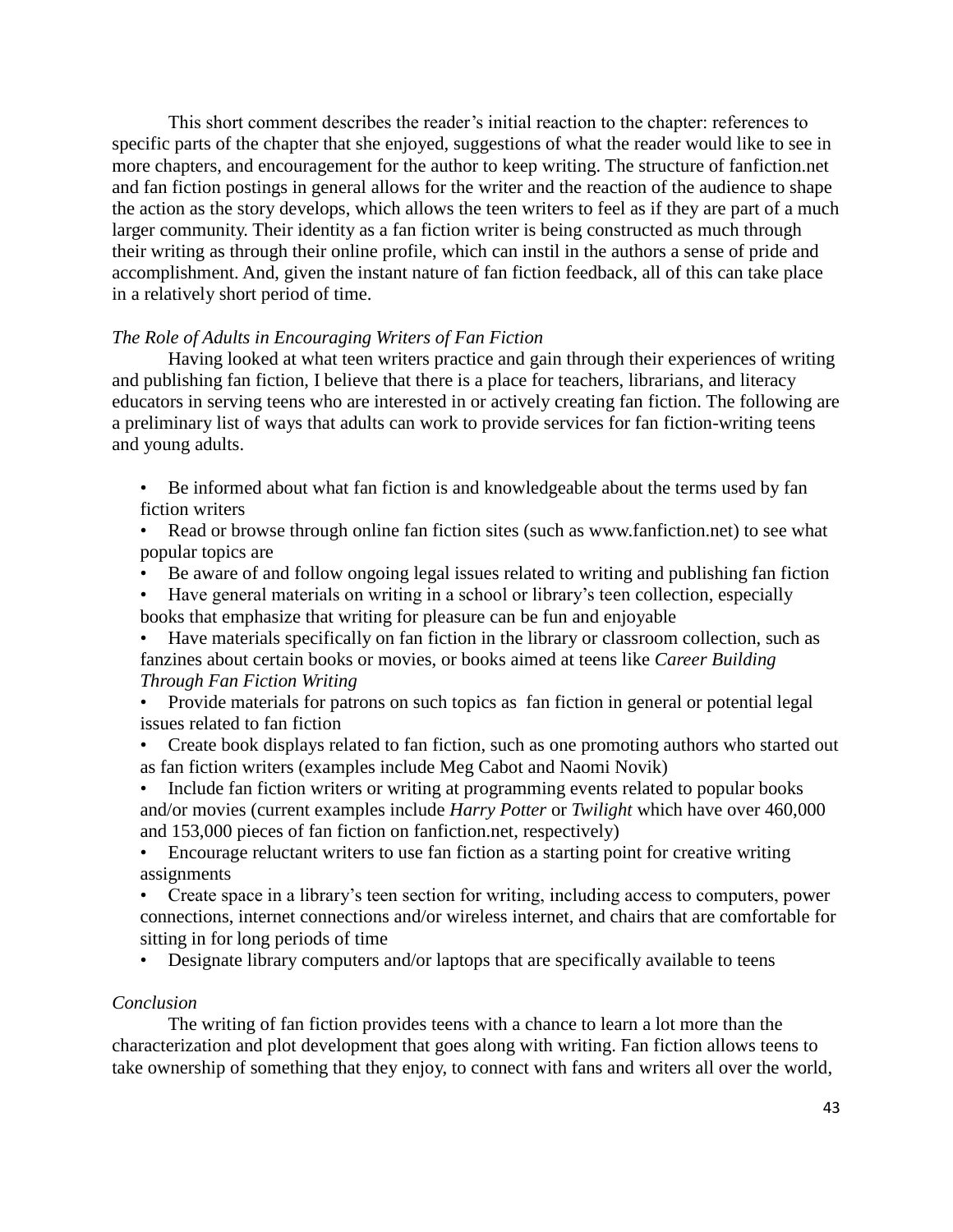This short comment describes the reader's initial reaction to the chapter: references to specific parts of the chapter that she enjoyed, suggestions of what the reader would like to see in more chapters, and encouragement for the author to keep writing. The structure of fanfiction.net and fan fiction postings in general allows for the writer and the reaction of the audience to shape the action as the story develops, which allows the teen writers to feel as if they are part of a much larger community. Their identity as a fan fiction writer is being constructed as much through their writing as through their online profile, which can instil in the authors a sense of pride and accomplishment. And, given the instant nature of fan fiction feedback, all of this can take place in a relatively short period of time.

*The Role of Adults in Encouraging Writers of Fan Fiction*

Having looked at what teen writers practice and gain through their experiences of writing and publishing fan fiction, I believe that there is a place for teachers, librarians, and literacy educators in serving teens who are interested in or actively creating fan fiction. The following are a preliminary list of ways that adults can work to provide services for fan fiction-writing teens and young adults.

- Be informed about what fan fiction is and knowledgeable about the terms used by fan fiction writers
- Read or browse through online fan fiction sites (such as www.fanfiction.net) to see what popular topics are
- Be aware of and follow ongoing legal issues related to writing and publishing fan fiction
- Have general materials on writing in a school or library's teen collection, especially books that emphasize that writing for pleasure can be fun and enjoyable
- Have materials specifically on fan fiction in the library or classroom collection, such as fanzines about certain books or movies, or books aimed at teens like *Career Building Through Fan Fiction Writing*
- Provide materials for patrons on such topics as fan fiction in general or potential legal issues related to fan fiction
- Create book displays related to fan fiction, such as one promoting authors who started out as fan fiction writers (examples include Meg Cabot and Naomi Novik)
- Include fan fiction writers or writing at programming events related to popular books and/or movies (current examples include *Harry Potter* or *Twilight* which have over 460,000 and 153,000 pieces of fan fiction on fanfiction.net, respectively)
- Encourage reluctant writers to use fan fiction as a starting point for creative writing assignments
- Create space in a library's teen section for writing, including access to computers, power connections, internet connections and/or wireless internet, and chairs that are comfortable for sitting in for long periods of time
- Designate library computers and/or laptops that are specifically available to teens

*Conclusion*

The writing of fan fiction provides teens with a chance to learn a lot more than the characterization and plot development that goes along with writing. Fan fiction allows teens to take ownership of something that they enjoy, to connect with fans and writers all over the world,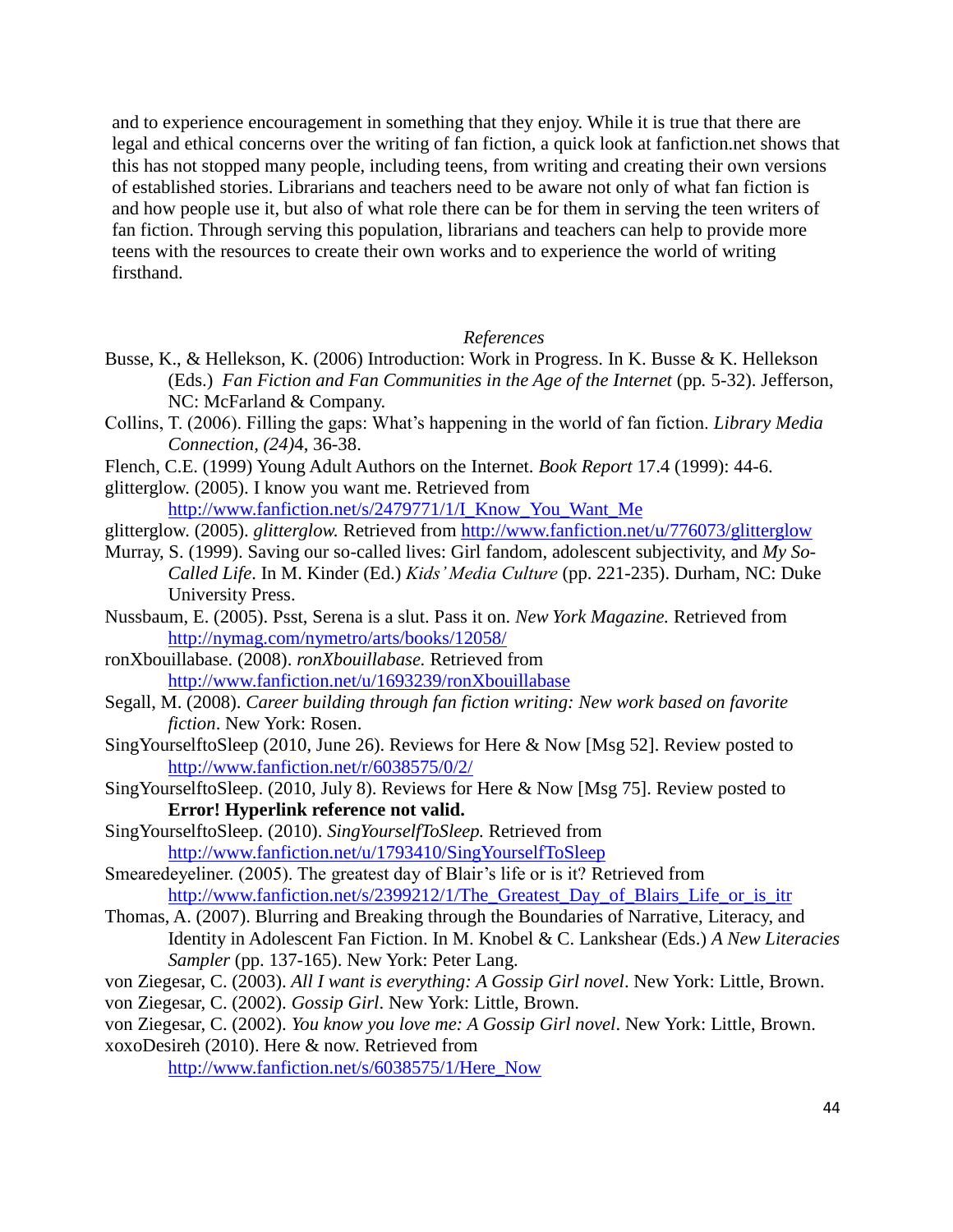and to experience encouragement in something that they enjoy. While it is true that there are legal and ethical concerns over the writing of fan fiction, a quick look at fanfiction.net shows that this has not stopped many people, including teens, from writing and creating their own versions of established stories. Librarians and teachers need to be aware not only of what fan fiction is and how people use it, but also of what role there can be for them in serving the teen writers of fan fiction. Through serving this population, librarians and teachers can help to provide more teens with the resources to create their own works and to experience the world of writing firsthand.

*References*

Busse, K., & Hellekson, K. (2006) Introduction: Work in Progress. In K. Busse & K. Hellekson (Eds.) *Fan Fiction and Fan Communities in the Age of the Internet* (pp. 5-32). Jefferson, NC: McFarland & Company.

Collins, T. (2006). Filling the gaps: What's happening in the world of fan fiction. *Library Media Connection, (24)*4, 36-38.

Flench, C.E. (1999) Young Adult Authors on the Internet. *Book Report* 17.4 (1999): 44-6.

glitterglow. (2005). I know you want me. Retrieved from http://www.fanfiction.net/s/2479771/1/I_Know_You_Want_Me

glitterglow. (2005). *glitterglow.* Retrieved from http://www.fanfiction.net/u/776073/glitterglow

Murray, S. (1999). Saving our so-called lives: Girl fandom, adolescent subjectivity, and *My So-Called Life*. In M. Kinder (Ed.) *Kids' Media Culture* (pp. 221-235). Durham, NC: Duke University Press.

Nussbaum, E. (2005). Psst, Serena is a slut. Pass it on. *New York Magazine.* Retrieved from http://nymag.com/nymetro/arts/books/12058/

ronXbouillabase. (2008). *ronXbouillabase.* Retrieved from http://www.fanfiction.net/u/1693239/ronXbouillabase

Segall, M. (2008). *Career building through fan fiction writing: New work based on favorite fiction*. New York: Rosen.

SingYourselftoSleep (2010, June 26). Reviews for Here & Now [Msg 52]. Review posted to http://www.fanfiction.net/r/6038575/0/2/

SingYourselftoSleep. (2010, July 8). Reviews for Here & Now [Msg 75]. Review posted to **Error! Hyperlink reference not valid.**

SingYourselftoSleep. (2010). *SingYourselfToSleep.* Retrieved from http://www.fanfiction.net/u/1793410/SingYourselfToSleep

Smearedeyeliner. (2005). The greatest day of Blair's life or is it? Retrieved from http://www.fanfiction.net/s/2399212/1/The_Greatest_Day_of_Blairs_Life_or_is_itr

Thomas, A. (2007). Blurring and Breaking through the Boundaries of Narrative, Literacy, and Identity in Adolescent Fan Fiction. In M. Knobel & C. Lankshear (Eds.) *A New Literacies Sampler* (pp. 137-165). New York: Peter Lang.

von Ziegesar, C. (2003). *All I want is everything: A Gossip Girl novel*. New York: Little, Brown.

von Ziegesar, C. (2002). *Gossip Girl*. New York: Little, Brown.

von Ziegesar, C. (2002). *You know you love me: A Gossip Girl novel*. New York: Little, Brown.

xoxoDesireh (2010). Here & now. Retrieved from http://www.fanfiction.net/s/6038575/1/Here_Now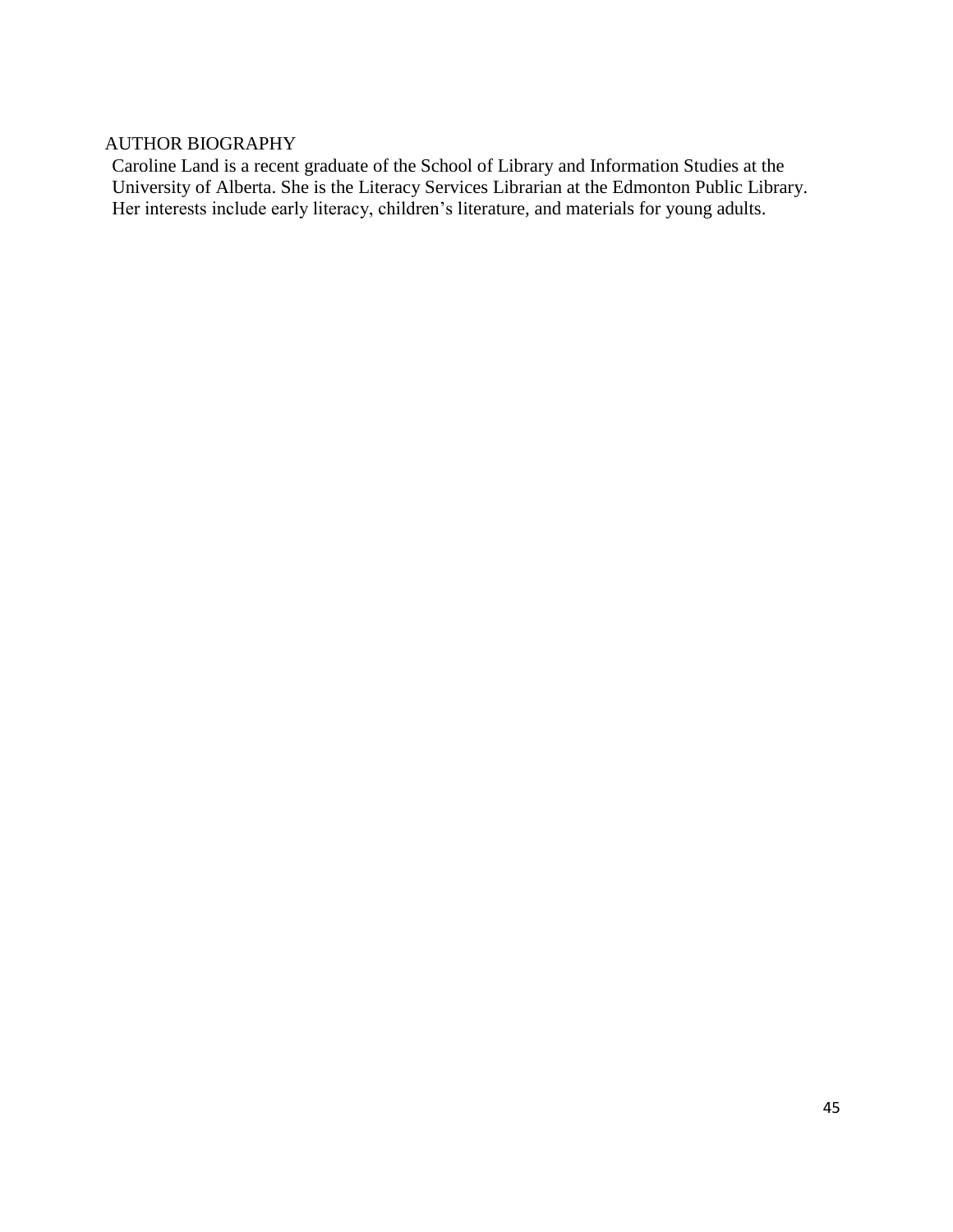## AUTHOR BIOGRAPHY

Caroline Land is a recent graduate of the School of Library and Information Studies at the University of Alberta. She is the Literacy Services Librarian at the Edmonton Public Library. Her interests include early literacy, children's literature, and materials for young adults.